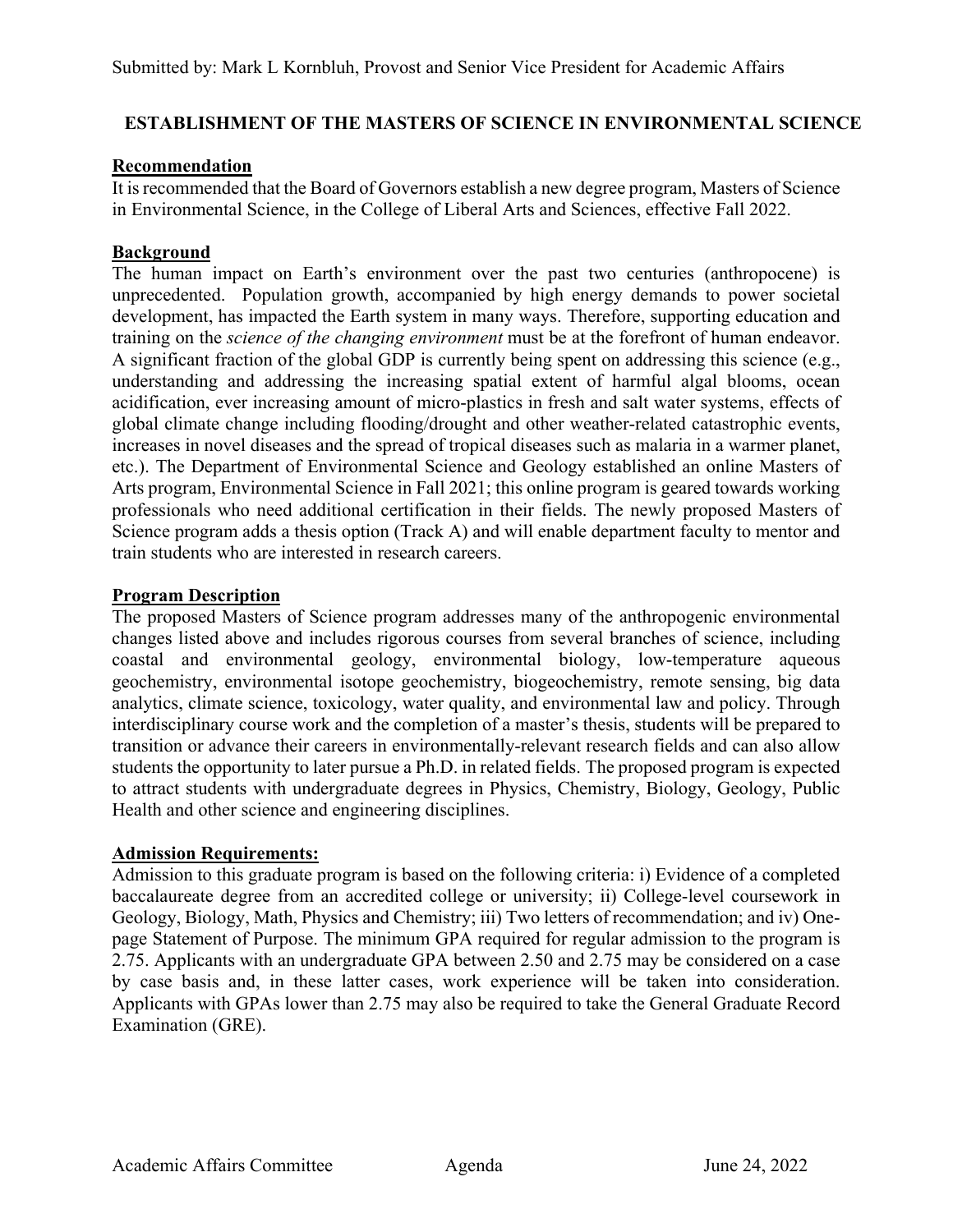Submitted by: Mark L Kornbluh, Provost and Senior Vice President for Academic Affairs

## ESTABLISHMENT OF THE MASTERS OF SCIENCE IN ENVIRONMENTAL SCIENCE

**Recommendation**

It is recommended that the Board of Governors establish a new degree program, Masters of Science in Environmental Science, in the College of Liberal Arts and Sciences, effective Fall 2022.

**Background**

The human impact on Earth's environment over the past two centuries (anthropocene) is unprecedented. Population growth, accompanied by high energy demands to power societal development, has impacted the Earth system in many ways. Therefore, supporting education and training on the *science of the changing environment* must be at the forefront of human endeavor. A significant fraction of the global GDP is currently being spent on addressing this science (e.g., understanding and addressing the increasing spatial extent of harmful algal blooms, ocean acidification, ever increasing amount of micro-plastics in fresh and salt water systems, effects of global climate change including flooding/drought and other weather-related catastrophic events, increases in novel diseases and the spread of tropical diseases such as malaria in a warmer planet, etc.). The Department of Environmental Science and Geology established an online Masters of Arts program, Environmental Science in Fall 2021; this online program is geared towards working professionals who need additional certification in their fields. The newly proposed Masters of Science program adds a thesis option (Track A) and will enable department faculty to mentor and train students who are interested in research careers.

**Program Description**

The proposed Masters of Science program addresses many of the anthropogenic environmental changes listed above and includes rigorous courses from several branches of science, including coastal and environmental geology, environmental biology, low-temperature aqueous geochemistry, environmental isotope geochemistry, biogeochemistry, remote sensing, big data analytics, climate science, toxicology, water quality, and environmental law and policy. Through interdisciplinary course work and the completion of a master's thesis, students will be prepared to transition or advance their careers in environmentally-relevant research fields and can also allow students the opportunity to later pursue a Ph.D. in related fields. The proposed program is expected to attract students with undergraduate degrees in Physics, Chemistry, Biology, Geology, Public Health and other science and engineering disciplines.

**Admission Requirements:**

Admission to this graduate program is based on the following criteria: i) Evidence of a completed baccalaureate degree from an accredited college or university; ii) College-level coursework in Geology, Biology, Math, Physics and Chemistry; iii) Two letters of recommendation; and iv) One-page Statement of Purpose. The minimum GPA required for regular admission to the program is 2.75. Applicants with an undergraduate GPA between 2.50 and 2.75 may be considered on a case by case basis and, in these latter cases, work experience will be taken into consideration. Applicants with GPAs lower than 2.75 may also be required to take the General Graduate Record Examination (GRE).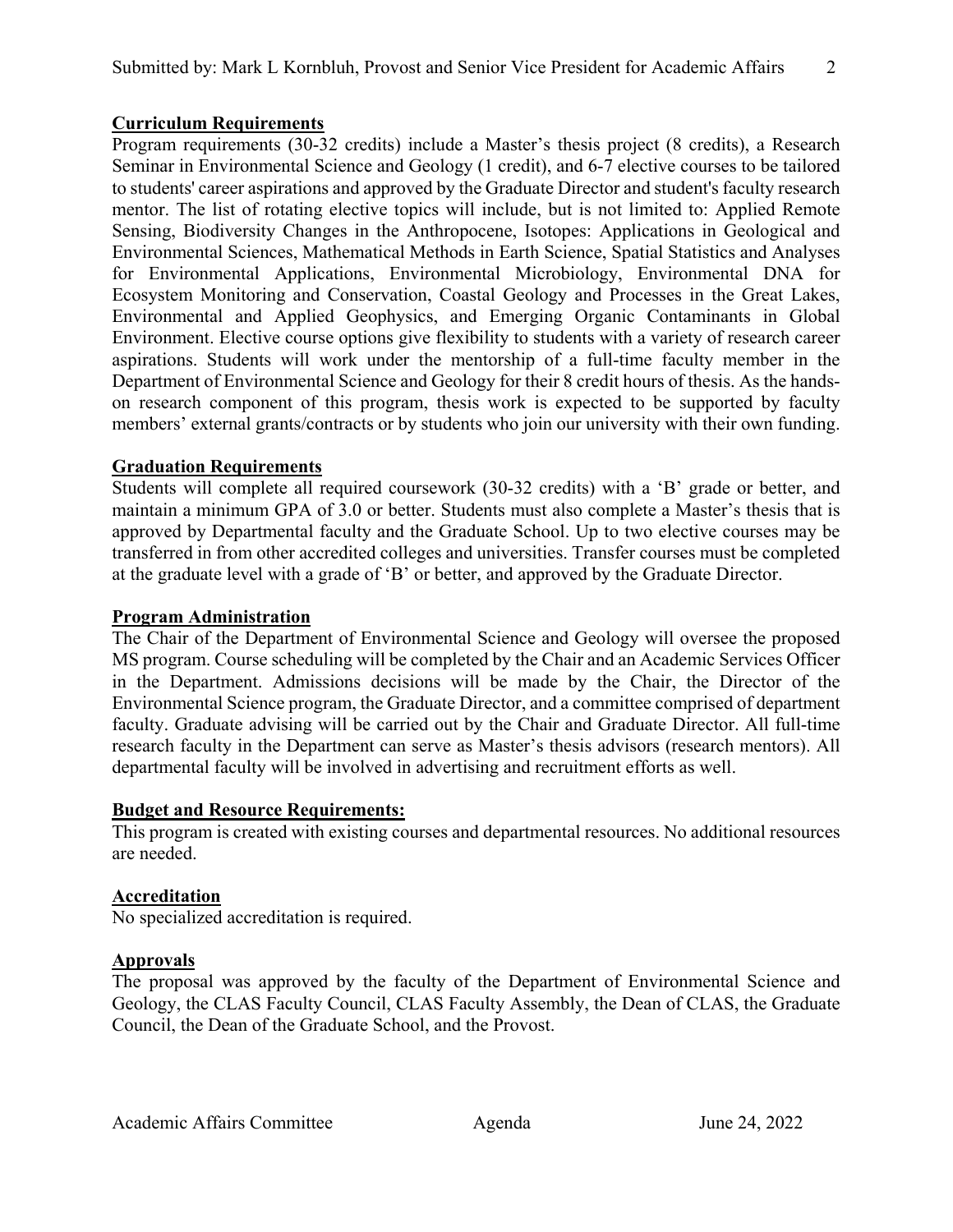## Curriculum Requirements

Program requirements (30-32 credits) include a Master's thesis project (8 credits), a Research Seminar in Environmental Science and Geology (1 credit), and 6-7 elective courses to be tailored to students' career aspirations and approved by the Graduate Director and student's faculty research mentor. The list of rotating elective topics will include, but is not limited to: Applied Remote Sensing, Biodiversity Changes in the Anthropocene, Isotopes: Applications in Geological and Environmental Sciences, Mathematical Methods in Earth Science, Spatial Statistics and Analyses for Environmental Applications, Environmental Microbiology, Environmental DNA for Ecosystem Monitoring and Conservation, Coastal Geology and Processes in the Great Lakes, Environmental and Applied Geophysics, and Emerging Organic Contaminants in Global Environment. Elective course options give flexibility to students with a variety of research career aspirations. Students will work under the mentorship of a full-time faculty member in the Department of Environmental Science and Geology for their 8 credit hours of thesis. As the hands-on research component of this program, thesis work is expected to be supported by faculty members' external grants/contracts or by students who join our university with their own funding.

## Graduation Requirements

Students will complete all required coursework (30-32 credits) with a 'B' grade or better, and maintain a minimum GPA of 3.0 or better. Students must also complete a Master's thesis that is approved by Departmental faculty and the Graduate School. Up to two elective courses may be transferred in from other accredited colleges and universities. Transfer courses must be completed at the graduate level with a grade of 'B' or better, and approved by the Graduate Director.

## Program Administration

The Chair of the Department of Environmental Science and Geology will oversee the proposed MS program. Course scheduling will be completed by the Chair and an Academic Services Officer in the Department. Admissions decisions will be made by the Chair, the Director of the Environmental Science program, the Graduate Director, and a committee comprised of department faculty. Graduate advising will be carried out by the Chair and Graduate Director. All full-time research faculty in the Department can serve as Master's thesis advisors (research mentors). All departmental faculty will be involved in advertising and recruitment efforts as well.

## Budget and Resource Requirements:

This program is created with existing courses and departmental resources. No additional resources are needed.

## Accreditation

No specialized accreditation is required.

## Approvals

The proposal was approved by the faculty of the Department of Environmental Science and Geology, the CLAS Faculty Council, CLAS Faculty Assembly, the Dean of CLAS, the Graduate Council, the Dean of the Graduate School, and the Provost.